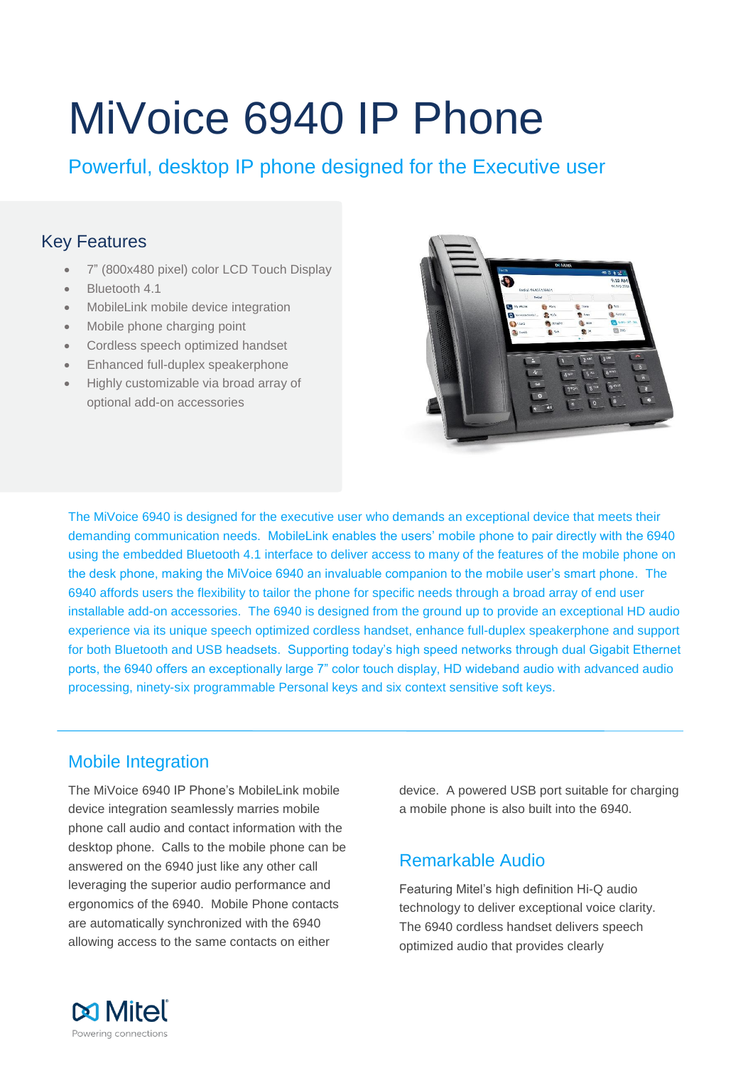# MiVoice 6940 IP Phone

## Powerful, desktop IP phone designed for the Executive user

### Key Features

- 7" (800x480 pixel) color LCD Touch Display
- Bluetooth 4.1
- MobileLink mobile device integration
- Mobile phone charging point
- Cordless speech optimized handset
- Enhanced full-duplex speakerphone
- Highly customizable via broad array of optional add-on accessories

The MiVoice 6940 is designed for the executive user who demands an exceptional device that meets their demanding communication needs. MobileLink enables the users' mobile phone to pair directly with the 6940 using the embedded Bluetooth 4.1 interface to deliver access to many of the features of the mobile phone on the desk phone, making the MiVoice 6940 an invaluable companion to the mobile user's smart phone. The 6940 affords users the flexibility to tailor the phone for specific needs through a broad array of end user installable add-on accessories. The 6940 is designed from the ground up to provide an exceptional HD audio experience via its unique speech optimized cordless handset, enhance full-duplex speakerphone and support for both Bluetooth and USB headsets. Supporting today's high speed networks through dual Gigabit Ethernet ports, the 6940 offers an exceptionally large 7" color touch display, HD wideband audio with advanced audio processing, ninety-six programmable Personal keys and six context sensitive soft keys.

## Mobile Integration

The MiVoice 6940 IP Phone's MobileLink mobile device integration seamlessly marries mobile phone call audio and contact information with the desktop phone. Calls to the mobile phone can be answered on the 6940 just like any other call leveraging the superior audio performance and ergonomics of the 6940. Mobile Phone contacts are automatically synchronized with the 6940 allowing access to the same contacts on either device. A powered USB port suitable for charging a mobile phone is also built into the 6940.

## Remarkable Audio

Featuring Mitel's high definition Hi-Q audio technology to deliver exceptional voice clarity. The 6940 cordless handset delivers speech optimized audio that provides clearly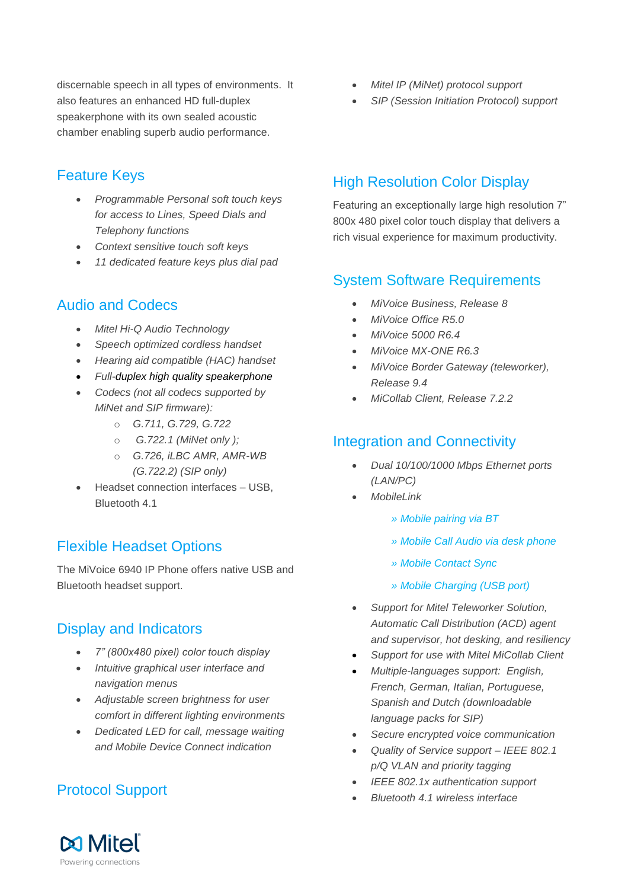discernable speech in all types of environments. It also features an enhanced HD full-duplex speakerphone with its own sealed acoustic chamber enabling superb audio performance.

## Feature Keys

- *Programmable Personal soft touch keys for access to Lines, Speed Dials and Telephony functions*
- *Context sensitive touch soft keys*
- *11 dedicated feature keys plus dial pad*

## Audio and Codecs

- *Mitel Hi-Q Audio Technology*
- *Speech optimized cordless handset*
- *Hearing aid compatible (HAC) handset*
- *Full-*duplex high quality speakerphone
- *Codecs (not all codecs supported by MiNet and SIP firmware):*
  - *G.711, G.729, G.722*
  - *G.722.1 (MiNet only );*
  - *G.726, iLBC AMR, AMR-WB (G.722.2) (SIP only)*
- Headset connection interfaces – USB, Bluetooth 4.1

## Flexible Headset Options

The MiVoice 6940 IP Phone offers native USB and Bluetooth headset support.

## Display and Indicators

- *7" (800x480 pixel) color touch display*
- *Intuitive graphical user interface and navigation menus*
- *Adjustable screen brightness for user comfort in different lighting environments*
- *Dedicated LED for call, message waiting and Mobile Device Connect indication*

## Protocol Support

- *Mitel IP (MiNet) protocol support*
- *SIP (Session Initiation Protocol) support*

## High Resolution Color Display

Featuring an exceptionally large high resolution 7" 800x 480 pixel color touch display that delivers a rich visual experience for maximum productivity.

## System Software Requirements

- *MiVoice Business, Release 8*
- *MiVoice Office R5.0*
- *MiVoice 5000 R6.4*
- *MiVoice MX-ONE R6.3*
- *MiVoice Border Gateway (teleworker), Release 9.4*
- *MiCollab Client, Release 7.2.2*

## Integration and Connectivity

- *Dual 10/100/1000 Mbps Ethernet ports (LAN/PC)*
- *MobileLink*
  - *» Mobile pairing via BT*
  - *» Mobile Call Audio via desk phone*
  - *» Mobile Contact Sync*
  - *» Mobile Charging (USB port)*
- *Support for Mitel Teleworker Solution, Automatic Call Distribution (ACD) agent and supervisor, hot desking, and resiliency*
- *Support for use with Mitel MiCollab Client*
- *Multiple-languages support: English, French, German, Italian, Portuguese, Spanish and Dutch (downloadable language packs for SIP)*
- *Secure encrypted voice communication*
- *Quality of Service support – IEEE 802.1 p/Q VLAN and priority tagging*
- *IEEE 802.1x authentication support*
- *Bluetooth 4.1 wireless interface*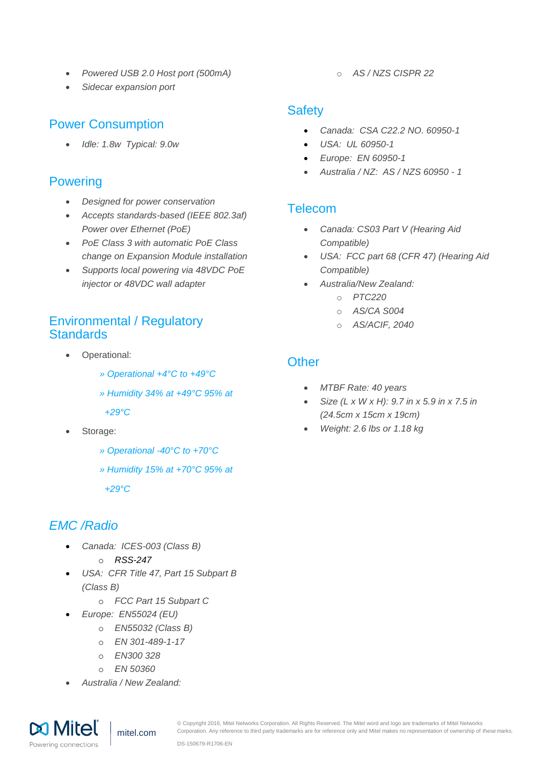- *Powered USB 2.0 Host port (500mA)*
- *Sidecar expansion port*

## Power Consumption

- *Idle: 1.8w  Typical: 9.0w*

## Powering

- *Designed for power conservation*
- *Accepts standards-based (IEEE 802.3af) Power over Ethernet (PoE)*
- *PoE Class 3 with automatic PoE Class change on Expansion Module installation*
- *Supports local powering via 48VDC PoE injector or 48VDC wall adapter*

## Environmental / Regulatory Standards

- Operational:
  - *» Operational +4°C to +49°C*
  - *» Humidity 34% at +49°C 95% at +29°C*
- Storage:
  - *» Operational -40°C to +70°C*
  - *» Humidity 15% at +70°C 95% at +29°C*

## *EMC /Radio*

- *Canada:  ICES-003 (Class B)*
  - *RSS-247*
- *USA:  CFR Title 47, Part 15 Subpart B (Class B)*
  - *FCC Part 15 Subpart C*
- *Europe:  EN55024 (EU)*
  - *EN55032 (Class B)*
  - *EN 301-489-1-17*
  - *EN300 328*
  - *EN 50360*
- *Australia / New Zealand:*
  - *AS / NZS CISPR 22*

## Safety

- *Canada:  CSA C22.2 NO. 60950-1*
- *USA:  UL 60950-1*
- *Europe:  EN 60950-1*
- *Australia / NZ:  AS / NZS 60950 - 1*

## Telecom

- *Canada: CS03 Part V (Hearing Aid Compatible)*
- *USA:  FCC part 68 (CFR 47) (Hearing Aid Compatible)*
- *Australia/New Zealand:*
  - *PTC220*
  - *AS/CA S004*
  - *AS/ACIF, 2040*

## Other

- *MTBF Rate: 40 years*
- *Size (L x W x H): 9.7 in x 5.9 in x 7.5 in (24.5cm x 15cm x 19cm)*
- *Weight: 2.6 lbs or 1.18 kg*

Mitel
Powering connections

mitel.com

© Copyright 2016, Mitel Networks Corporation. All Rights Reserved. The Mitel word and logo are trademarks of Mitel Networks Corporation. Any reference to third party trademarks are for reference only and Mitel makes no representation of ownership of these marks.

DS-150679-R1706-EN